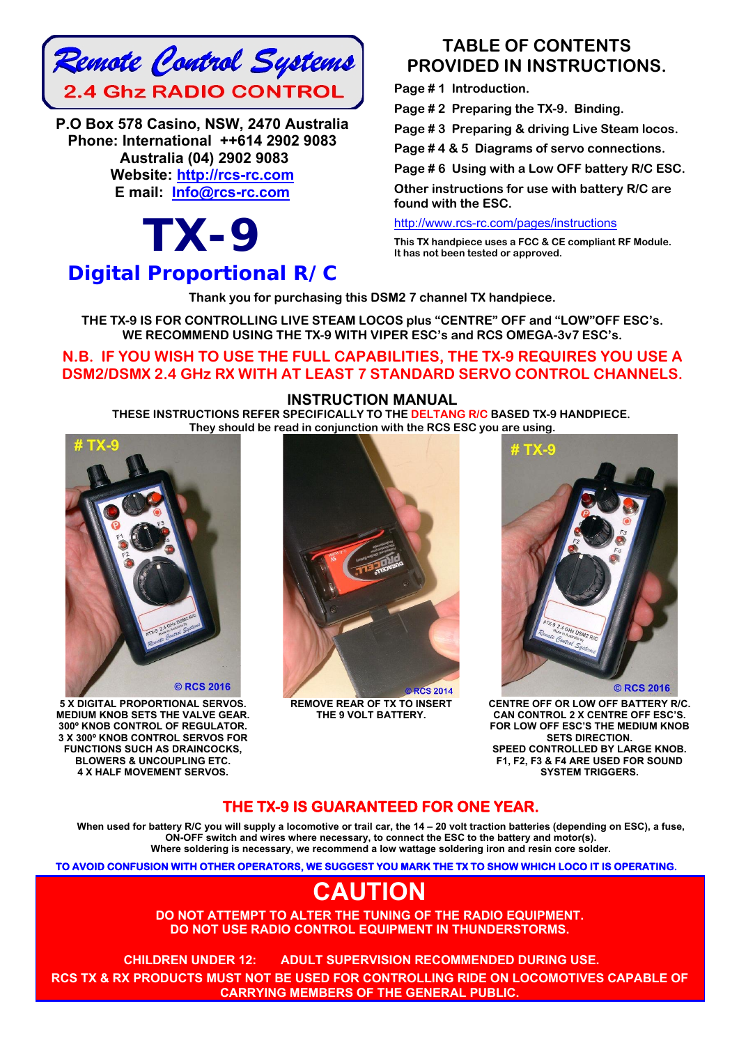# Remote Control Systems

## 2.4 Ghz RADIO CONTROL

**P.O Box 578 Casino, NSW, 2470 Australia**
**Phone: International ++614 2902 9083**
**Australia (04) 2902 9083**
**Website: http://rcs-rc.com**
**E mail: Info@rcs-rc.com**

# TX-9

## Digital Proportional R/ C

## TABLE OF CONTENTS PROVIDED IN INSTRUCTIONS.

**Page # 1 Introduction.**
**Page # 2 Preparing the TX-9. Binding.**
**Page # 3 Preparing & driving Live Steam locos.**
**Page # 4 & 5 Diagrams of servo connections.**
**Page # 6 Using with a Low OFF battery R/C ESC.**
**Other instructions for use with battery R/C are found with the ESC.**

http://www.rcs-rc.com/pages/instructions

**This TX handpiece uses a FCC & CE compliant RF Module. It has not been tested or approved.**

**Thank you for purchasing this DSM2 7 channel TX handpiece.**

**THE TX-9 IS FOR CONTROLLING LIVE STEAM LOCOS plus "CENTRE" OFF and "LOW"OFF ESC's. WE RECOMMEND USING THE TX-9 WITH VIPER ESC's and RCS OMEGA-3v7 ESC's.**

**N.B. IF YOU WISH TO USE THE FULL CAPABILITIES, THE TX-9 REQUIRES YOU USE A DSM2/DSMX 2.4 GHz RX WITH AT LEAST 7 STANDARD SERVO CONTROL CHANNELS.**

## INSTRUCTION MANUAL

**THESE INSTRUCTIONS REFER SPECIFICALLY TO THE DELTANG R/C BASED TX-9 HANDPIECE. They should be read in conjunction with the RCS ESC you are using.**

**5 X DIGITAL PROPORTIONAL SERVOS. MEDIUM KNOB SETS THE VALVE GEAR. 300º KNOB CONTROL OF REGULATOR. 3 X 300º KNOB CONTROL SERVOS FOR FUNCTIONS SUCH AS DRAINCOCKS, BLOWERS & UNCOUPLING ETC. 4 X HALF MOVEMENT SERVOS.**

**REMOVE REAR OF TX TO INSERT THE 9 VOLT BATTERY.**

**CENTRE OFF OR LOW OFF BATTERY R/C. CAN CONTROL 2 X CENTRE OFF ESC'S. FOR LOW OFF ESC'S THE MEDIUM KNOB SETS DIRECTION. SPEED CONTROLLED BY LARGE KNOB. F1, F2, F3 & F4 ARE USED FOR SOUND SYSTEM TRIGGERS.**

## THE TX-9 IS GUARANTEED FOR ONE YEAR.

**When used for battery R/C you will supply a locomotive or trail car, the 14 – 20 volt traction batteries (depending on ESC), a fuse, ON-OFF switch and wires where necessary, to connect the ESC to the battery and motor(s). Where soldering is necessary, we recommend a low wattage soldering iron and resin core solder.**

**TO AVOID CONFUSION WITH OTHER OPERATORS, WE SUGGEST YOU MARK THE TX TO SHOW WHICH LOCO IT IS OPERATING.**

# CAUTION

**DO NOT ATTEMPT TO ALTER THE TUNING OF THE RADIO EQUIPMENT. DO NOT USE RADIO CONTROL EQUIPMENT IN THUNDERSTORMS.**

**CHILDREN UNDER 12: ADULT SUPERVISION RECOMMENDED DURING USE.**

**RCS TX & RX PRODUCTS MUST NOT BE USED FOR CONTROLLING RIDE ON LOCOMOTIVES CAPABLE OF CARRYING MEMBERS OF THE GENERAL PUBLIC.**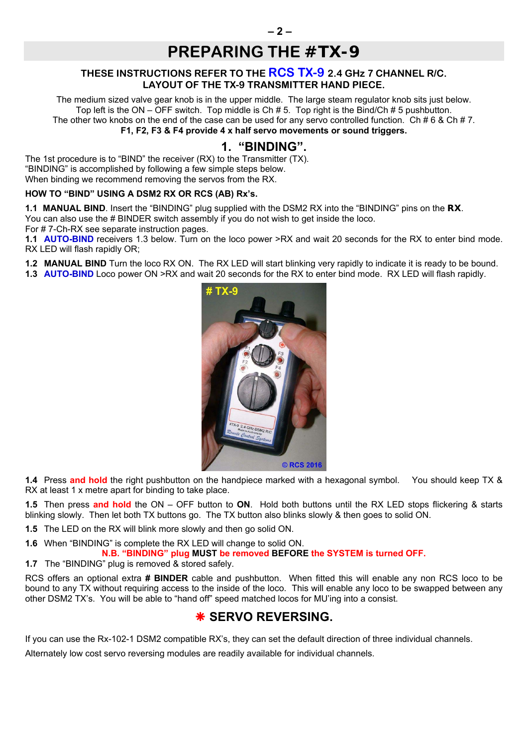# PREPARING THE #TX-9

**THESE INSTRUCTIONS REFER TO THE RCS TX-9 2.4 GHz 7 CHANNEL R/C.**
**LAYOUT OF THE TX-9 TRANSMITTER HAND PIECE.**

The medium sized valve gear knob is in the upper middle. The large steam regulator knob sits just below.
Top left is the ON – OFF switch. Top middle is Ch # 5. Top right is the Bind/Ch # 5 pushbutton.
The other two knobs on the end of the case can be used for any servo controlled function. Ch # 6 & Ch # 7.
**F1, F2, F3 & F4 provide 4 x half servo movements or sound triggers.**

## 1. "BINDING".

The 1st procedure is to "BIND" the receiver (RX) to the Transmitter (TX).
"BINDING" is accomplished by following a few simple steps below.
When binding we recommend removing the servos from the RX.

**HOW TO "BIND" USING A DSM2 RX OR RCS (AB) Rx's.**

**1.1 MANUAL BIND**. Insert the "BINDING" plug supplied with the DSM2 RX into the "BINDING" pins on the **RX**.
You can also use the # BINDER switch assembly if you do not wish to get inside the loco.
For # 7-Ch-RX see separate instruction pages.
**1.1 AUTO-BIND** receivers 1.3 below. Turn on the loco power >RX and wait 20 seconds for the RX to enter bind mode. RX LED will flash rapidly OR;

**1.2 MANUAL BIND** Turn the loco RX ON. The RX LED will start blinking very rapidly to indicate it is ready to be bound.
**1.3 AUTO-BIND** Loco power ON >RX and wait 20 seconds for the RX to enter bind mode. RX LED will flash rapidly.

**1.4** Press **and hold** the right pushbutton on the handpiece marked with a hexagonal symbol. You should keep TX & RX at least 1 x metre apart for binding to take place.

**1.5** Then press **and hold** the ON – OFF button to **ON**. Hold both buttons until the RX LED stops flickering & starts blinking slowly. Then let both TX buttons go. The TX button also blinks slowly & then goes to solid ON.

**1.5** The LED on the RX will blink more slowly and then go solid ON.

**1.6** When "BINDING" is complete the RX LED will change to solid ON.

**N.B. "BINDING" plug MUST be removed BEFORE the SYSTEM is turned OFF.**

**1.7** The "BINDING" plug is removed & stored safely.

RCS offers an optional extra **# BINDER** cable and pushbutton. When fitted this will enable any non RCS loco to be bound to any TX without requiring access to the inside of the loco. This will enable any loco to be swapped between any other DSM2 TX's. You will be able to "hand off" speed matched locos for MU'ing into a consist.

## ✱ SERVO REVERSING.

If you can use the Rx-102-1 DSM2 compatible RX's, they can set the default direction of three individual channels.

Alternately low cost servo reversing modules are readily available for individual channels.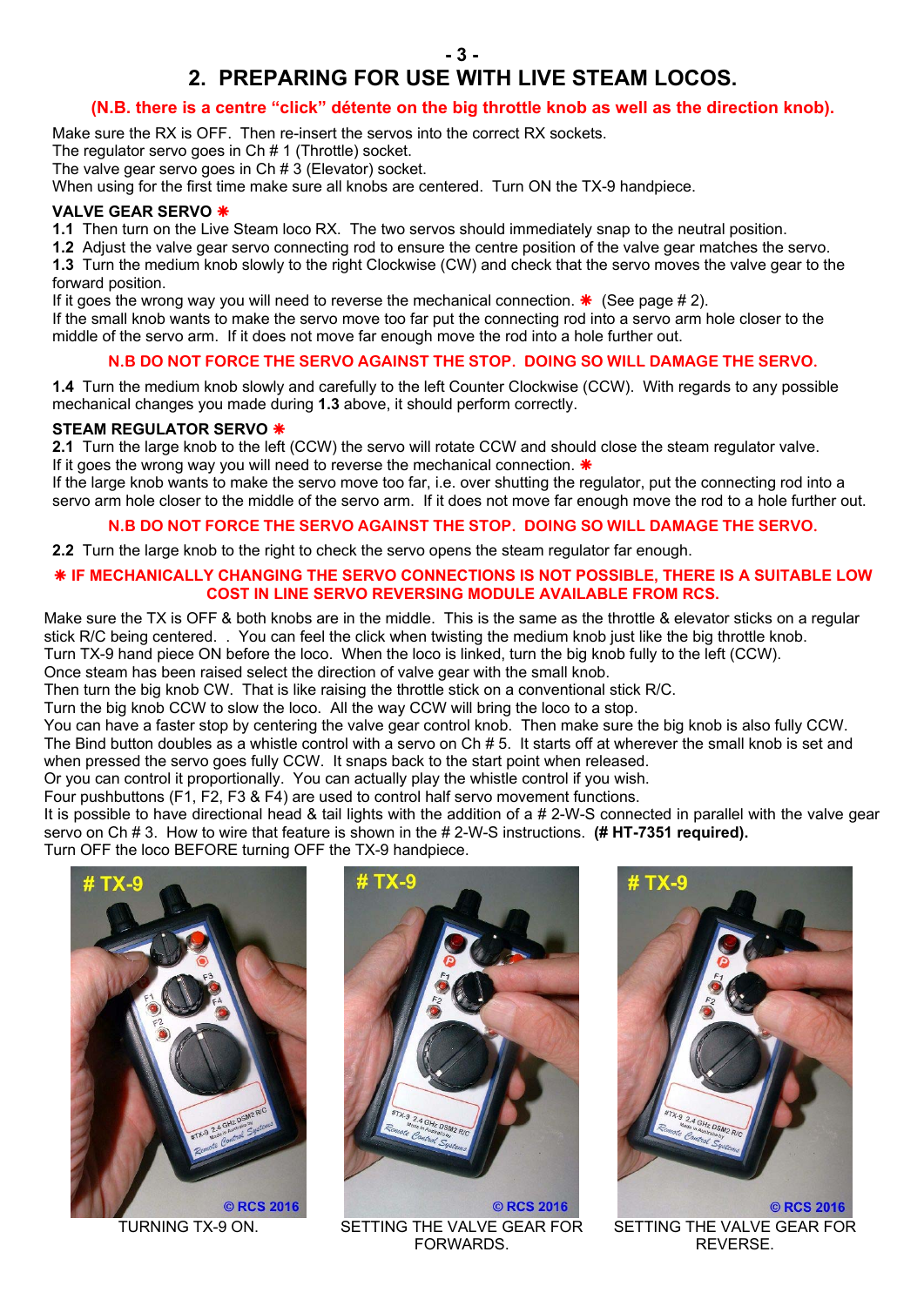## 2. PREPARING FOR USE WITH LIVE STEAM LOCOS.

**(N.B. there is a centre "click" détente on the big throttle knob as well as the direction knob).**

Make sure the RX is OFF. Then re-insert the servos into the correct RX sockets.
The regulator servo goes in Ch # 1 (Throttle) socket.
The valve gear servo goes in Ch # 3 (Elevator) socket.
When using for the first time make sure all knobs are centered. Turn ON the TX-9 handpiece.

### VALVE GEAR SERVO ❋

**1.1** Then turn on the Live Steam loco RX. The two servos should immediately snap to the neutral position.
**1.2** Adjust the valve gear servo connecting rod to ensure the centre position of the valve gear matches the servo.
**1.3** Turn the medium knob slowly to the right Clockwise (CW) and check that the servo moves the valve gear to the forward position.
If it goes the wrong way you will need to reverse the mechanical connection. ❋ (See page # 2).
If the small knob wants to make the servo move too far put the connecting rod into a servo arm hole closer to the middle of the servo arm. If it does not move far enough move the rod into a hole further out.

**N.B DO NOT FORCE THE SERVO AGAINST THE STOP. DOING SO WILL DAMAGE THE SERVO.**

**1.4** Turn the medium knob slowly and carefully to the left Counter Clockwise (CCW). With regards to any possible mechanical changes you made during **1.3** above, it should perform correctly.

### STEAM REGULATOR SERVO ❋

**2.1** Turn the large knob to the left (CCW) the servo will rotate CCW and should close the steam regulator valve.
If it goes the wrong way you will need to reverse the mechanical connection. ❋
If the large knob wants to make the servo move too far, i.e. over shutting the regulator, put the connecting rod into a servo arm hole closer to the middle of the servo arm. If it does not move far enough move the rod to a hole further out.

**N.B DO NOT FORCE THE SERVO AGAINST THE STOP. DOING SO WILL DAMAGE THE SERVO.**

**2.2** Turn the large knob to the right to check the servo opens the steam regulator far enough.

**❋ IF MECHANICALLY CHANGING THE SERVO CONNECTIONS IS NOT POSSIBLE, THERE IS A SUITABLE LOW COST IN LINE SERVO REVERSING MODULE AVAILABLE FROM RCS.**

Make sure the TX is OFF & both knobs are in the middle. This is the same as the throttle & elevator sticks on a regular stick R/C being centered. . You can feel the click when twisting the medium knob just like the big throttle knob.
Turn TX-9 hand piece ON before the loco. When the loco is linked, turn the big knob fully to the left (CCW).
Once steam has been raised select the direction of valve gear with the small knob.
Then turn the big knob CW. That is like raising the throttle stick on a conventional stick R/C.
Turn the big knob CCW to slow the loco. All the way CCW will bring the loco to a stop.
You can have a faster stop by centering the valve gear control knob. Then make sure the big knob is also fully CCW.
The Bind button doubles as a whistle control with a servo on Ch # 5. It starts off at wherever the small knob is set and when pressed the servo goes fully CCW. It snaps back to the start point when released.
Or you can control it proportionally. You can actually play the whistle control if you wish.
Four pushbuttons (F1, F2, F3 & F4) are used to control half servo movement functions.
It is possible to have directional head & tail lights with the addition of a # 2-W-S connected in parallel with the valve gear servo on Ch # 3. How to wire that feature is shown in the # 2-W-S instructions. **(# HT-7351 required).**
Turn OFF the loco BEFORE turning OFF the TX-9 handpiece.

TURNING TX-9 ON.

SETTING THE VALVE GEAR FOR FORWARDS.

SETTING THE VALVE GEAR FOR REVERSE.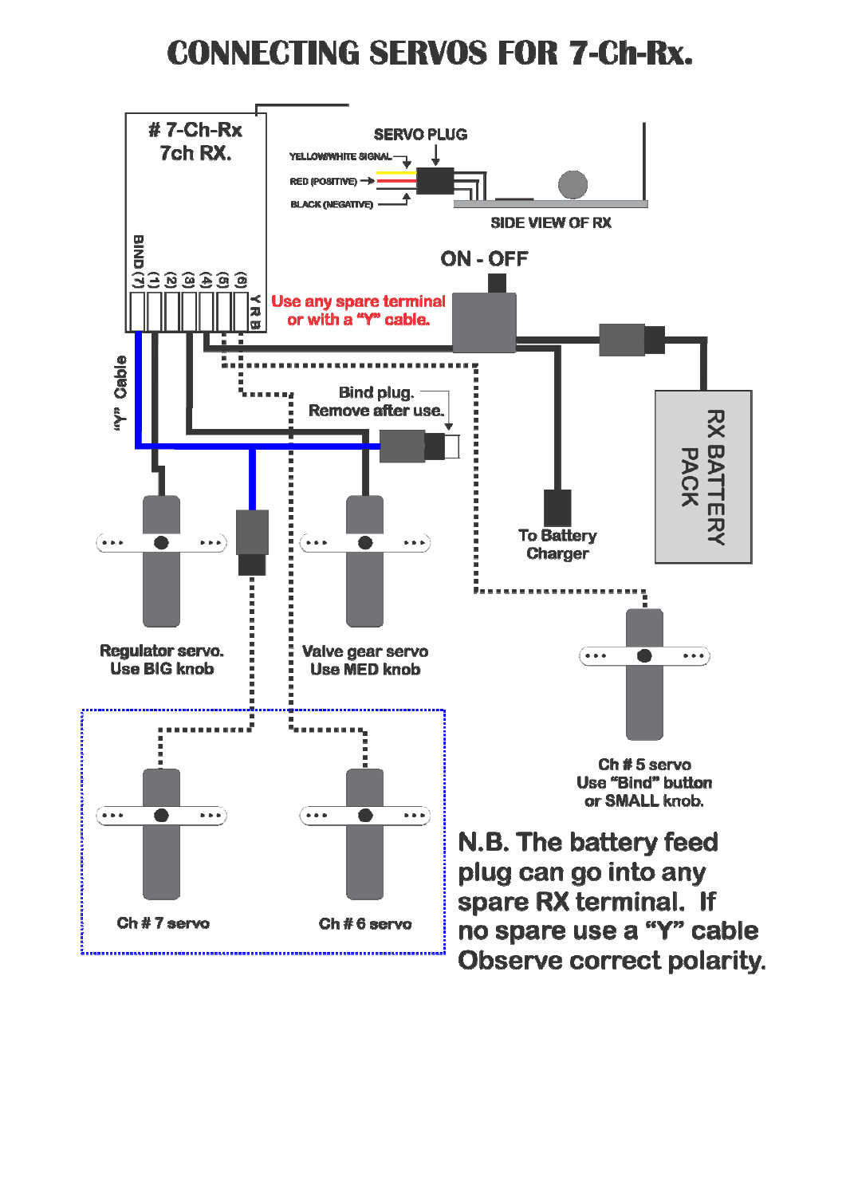# CONNECTING SERVOS FOR 7-Ch-Rx.

# 7-Ch-Rx
7ch RX.

BIND (7) (1) (2) (3) (4) (5) (6)

Y R B

SERVO PLUG

YELLOW/WHITE SIGNAL

RED (POSITIVE)

BLACK (NEGATIVE)

SIDE VIEW OF RX

ON - OFF

Use any spare terminal or with a "Y" cable.

"Y" Cable

Bind plug.
Remove after use.

RX BATTERY PACK

To Battery Charger

Regulator servo.
Use BIG knob

Valve gear servo
Use MED knob

Ch # 5 servo
Use "Bind" button
or SMALL knob.

Ch # 7 servo

Ch # 6 servo

N.B. The battery feed plug can go into any spare RX terminal. If no spare use a "Y" cable Observe correct polarity.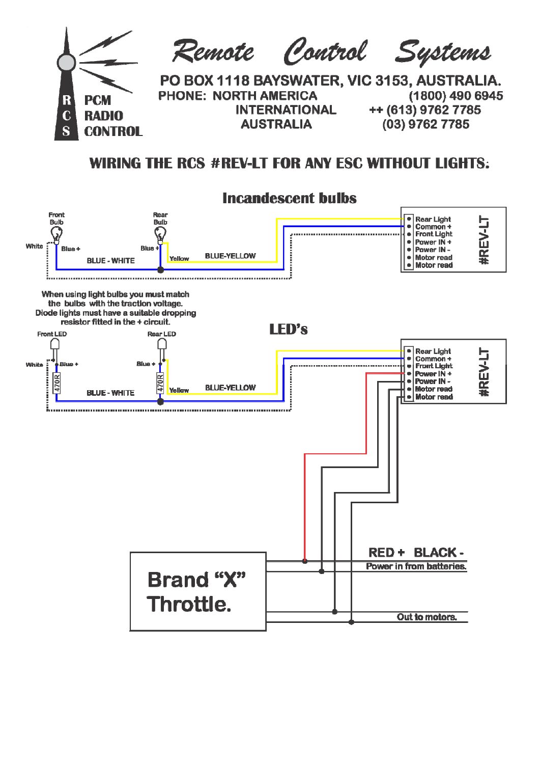# Remote Control Systems

**RCS PCM RADIO CONTROL**

PO BOX 1118 BAYSWATER, VIC 3153, AUSTRALIA.

| PHONE: NORTH AMERICA | (1800) 490 6945 |
|---|---|
| INTERNATIONAL | ++ (613) 9762 7785 |
| AUSTRALIA | (03) 9762 7785 |

## WIRING THE RCS #REV-LT FOR ANY ESC WITHOUT LIGHTS:

### Incandescent bulbs

Front Bulb · Rear Bulb · White · Blue + · Blue + · Yellow · BLUE - WHITE · BLUE-YELLOW

#REV-LT: Rear Light · Common + · Front Light · Power IN + · Power IN - · Motor read · Motor read

When using light bulbs you must match the bulbs with the traction voltage.
Diode lights must have a suitable dropping resistor fitted in the + circuit.

### LED's

Front LED · Rear LED · White · Blue + · Blue + · 470R · 470R · Yellow · BLUE - WHITE · BLUE-YELLOW

#REV-LT: Rear Light · Common + · Front Light · Power IN + · Power IN - · Motor read · Motor read

Brand "X" Throttle.

RED + BLACK -
Power in from batteries.

Out to motors.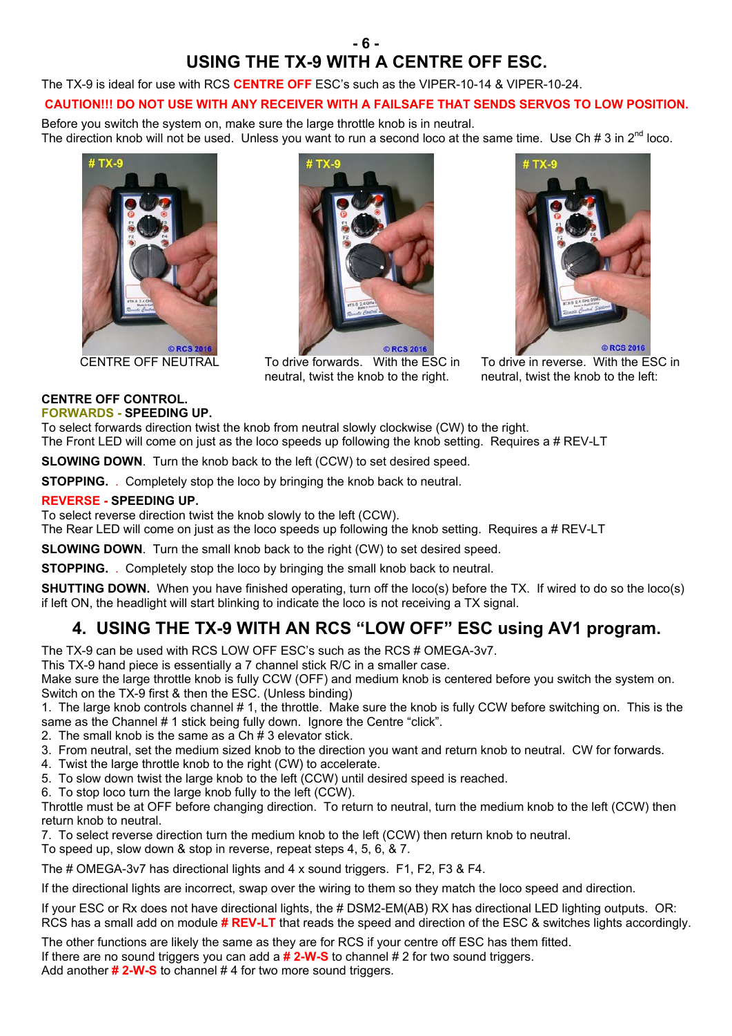## USING THE TX-9 WITH A CENTRE OFF ESC.

The TX-9 is ideal for use with RCS **CENTRE OFF** ESC's such as the VIPER-10-14 & VIPER-10-24.

**CAUTION!!! DO NOT USE WITH ANY RECEIVER WITH A FAILSAFE THAT SENDS SERVOS TO LOW POSITION.**

Before you switch the system on, make sure the large throttle knob is in neutral.
The direction knob will not be used. Unless you want to run a second loco at the same time. Use Ch # 3 in 2nd loco.

CENTRE OFF NEUTRAL

To drive forwards. With the ESC in neutral, twist the knob to the right.

To drive in reverse. With the ESC in neutral, twist the knob to the left:

**CENTRE OFF CONTROL.**
**FORWARDS - SPEEDING UP.**
To select forwards direction twist the knob from neutral slowly clockwise (CW) to the right.
The Front LED will come on just as the loco speeds up following the knob setting. Requires a # REV-LT

**SLOWING DOWN**. Turn the knob back to the left (CCW) to set desired speed.

**STOPPING.** . Completely stop the loco by bringing the knob back to neutral.

**REVERSE - SPEEDING UP.**
To select reverse direction twist the knob slowly to the left (CCW).
The Rear LED will come on just as the loco speeds up following the knob setting. Requires a # REV-LT

**SLOWING DOWN**. Turn the small knob back to the right (CW) to set desired speed.

**STOPPING.** . Completely stop the loco by bringing the small knob back to neutral.

**SHUTTING DOWN.** When you have finished operating, turn off the loco(s) before the TX. If wired to do so the loco(s) if left ON, the headlight will start blinking to indicate the loco is not receiving a TX signal.

## 4. USING THE TX-9 WITH AN RCS "LOW OFF" ESC using AV1 program.

The TX-9 can be used with RCS LOW OFF ESC's such as the RCS # OMEGA-3v7.
This TX-9 hand piece is essentially a 7 channel stick R/C in a smaller case.
Make sure the large throttle knob is fully CCW (OFF) and medium knob is centered before you switch the system on.
Switch on the TX-9 first & then the ESC. (Unless binding)
1. The large knob controls channel # 1, the throttle. Make sure the knob is fully CCW before switching on. This is the same as the Channel # 1 stick being fully down. Ignore the Centre "click".
2. The small knob is the same as a Ch # 3 elevator stick.
3. From neutral, set the medium sized knob to the direction you want and return knob to neutral. CW for forwards.
4. Twist the large throttle knob to the right (CW) to accelerate.
5. To slow down twist the large knob to the left (CCW) until desired speed is reached.
6. To stop loco turn the large knob fully to the left (CCW).
Throttle must be at OFF before changing direction. To return to neutral, turn the medium knob to the left (CCW) then return knob to neutral.
7. To select reverse direction turn the medium knob to the left (CCW) then return knob to neutral.
To speed up, slow down & stop in reverse, repeat steps 4, 5, 6, & 7.

The # OMEGA-3v7 has directional lights and 4 x sound triggers. F1, F2, F3 & F4.

If the directional lights are incorrect, swap over the wiring to them so they match the loco speed and direction.

If your ESC or Rx does not have directional lights, the # DSM2-EM(AB) RX has directional LED lighting outputs. OR: RCS has a small add on module **# REV-LT** that reads the speed and direction of the ESC & switches lights accordingly.

The other functions are likely the same as they are for RCS if your centre off ESC has them fitted.
If there are no sound triggers you can add a **# 2-W-S** to channel # 2 for two sound triggers.
Add another **# 2-W-S** to channel # 4 for two more sound triggers.